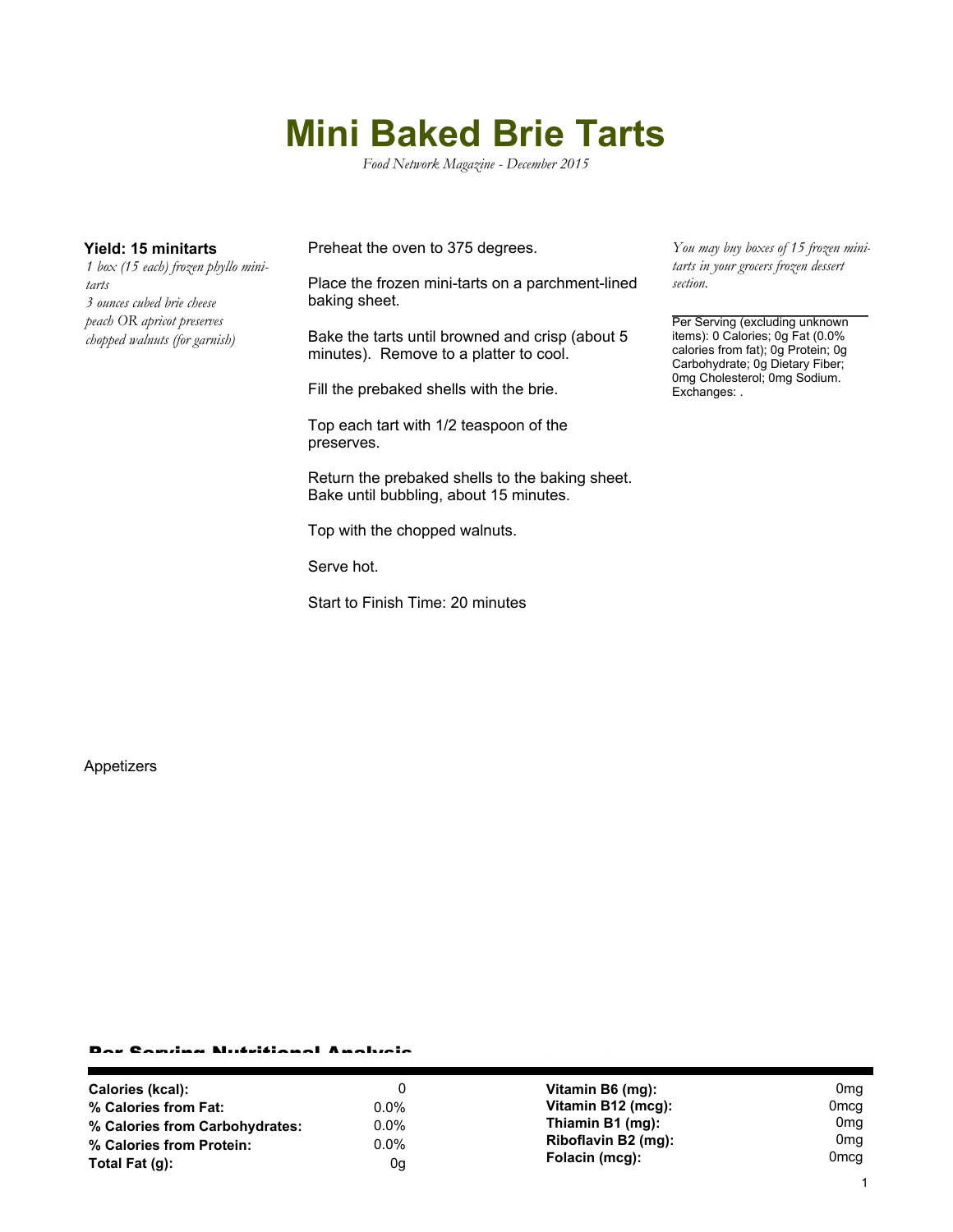# Mini Baked Brie Tarts

*Food Network Magazine - December 2015*

**Yield: 15 minitarts**

*1 box (15 each) frozen phyllo mini-tarts*
*3 ounces cubed brie cheese*
*peach OR apricot preserves*
*chopped walnuts (for garnish)*

Preheat the oven to 375 degrees.

Place the frozen mini-tarts on a parchment-lined baking sheet.

Bake the tarts until browned and crisp (about 5 minutes). Remove to a platter to cool.

Fill the prebaked shells with the brie.

Top each tart with 1/2 teaspoon of the preserves.

Return the prebaked shells to the baking sheet. Bake until bubbling, about 15 minutes.

Top with the chopped walnuts.

Serve hot.

Start to Finish Time: 20 minutes

*You may buy boxes of 15 frozen mini-tarts in your grocers frozen dessert section.*

Per Serving (excluding unknown items): 0 Calories; 0g Fat (0.0% calories from fat); 0g Protein; 0g Carbohydrate; 0g Dietary Fiber; 0mg Cholesterol; 0mg Sodium. Exchanges: .

Appetizers

## Per Serving Nutritional Analysis

| | | | |
|---|---|---|---|
| **Calories (kcal):** | 0 | **Vitamin B6 (mg):** | 0mg |
| **% Calories from Fat:** | 0.0% | **Vitamin B12 (mcg):** | 0mcg |
| **% Calories from Carbohydrates:** | 0.0% | **Thiamin B1 (mg):** | 0mg |
| **% Calories from Protein:** | 0.0% | **Riboflavin B2 (mg):** | 0mg |
| **Total Fat (g):** | 0g | **Folacin (mcg):** | 0mcg |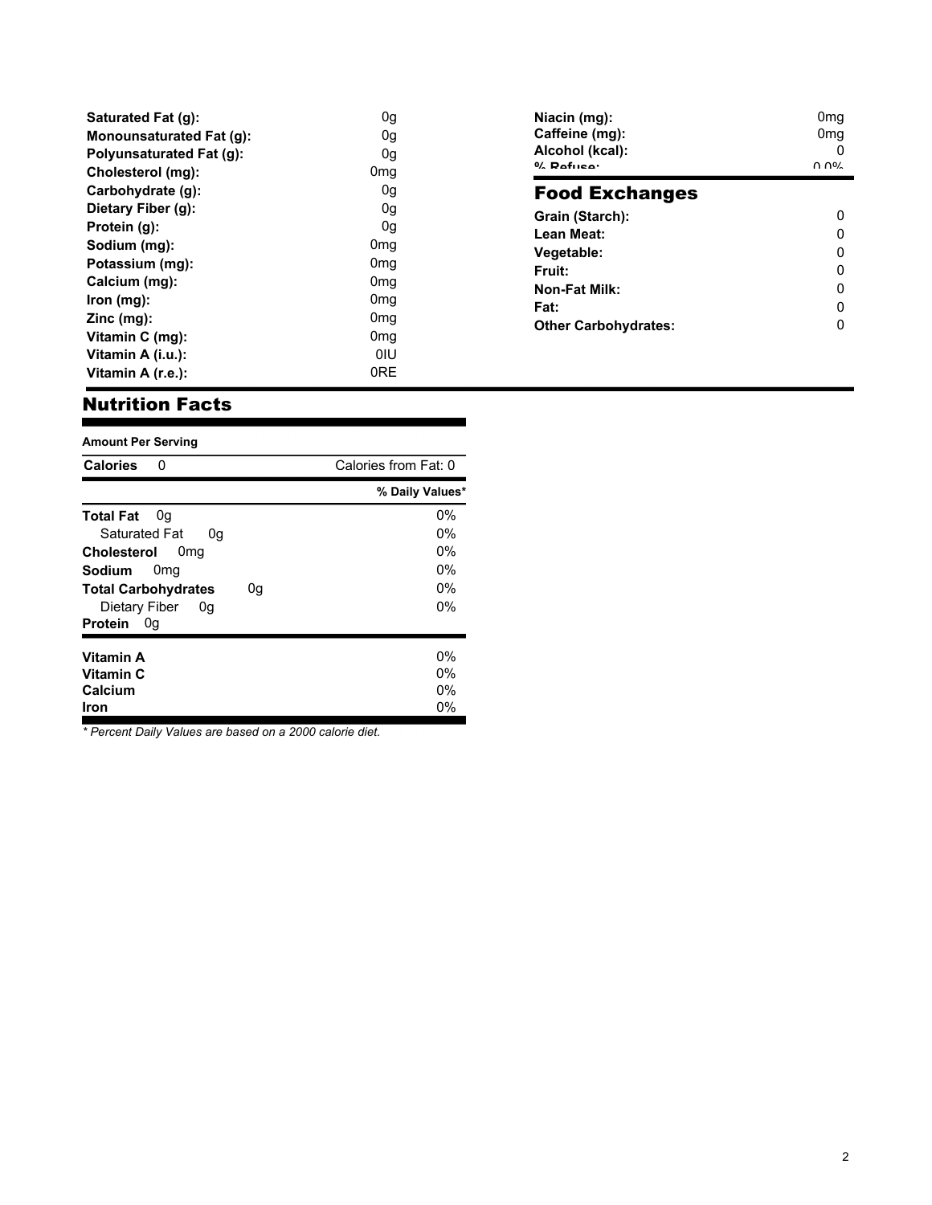| | |
|---|---|
| **Saturated Fat (g):** | 0g |
| **Monounsaturated Fat (g):** | 0g |
| **Polyunsaturated Fat (g):** | 0g |
| **Cholesterol (mg):** | 0mg |
| **Carbohydrate (g):** | 0g |
| **Dietary Fiber (g):** | 0g |
| **Protein (g):** | 0g |
| **Sodium (mg):** | 0mg |
| **Potassium (mg):** | 0mg |
| **Calcium (mg):** | 0mg |
| **Iron (mg):** | 0mg |
| **Zinc (mg):** | 0mg |
| **Vitamin C (mg):** | 0mg |
| **Vitamin A (i.u.):** | 0IU |
| **Vitamin A (r.e.):** | 0RE |
| **Niacin (mg):** | 0mg |
| **Caffeine (mg):** | 0mg |
| **Alcohol (kcal):** | 0 |
| **% Refuse:** | 0.0% |

## Food Exchanges

| | |
|---|---|
| **Grain (Starch):** | 0 |
| **Lean Meat:** | 0 |
| **Vegetable:** | 0 |
| **Fruit:** | 0 |
| **Non-Fat Milk:** | 0 |
| **Fat:** | 0 |
| **Other Carbohydrates:** | 0 |

## Nutrition Facts

**Amount Per Serving**

| | |
|---|---|
| **Calories** 0 | Calories from Fat: 0 |
| | **% Daily Values*** |
| **Total Fat** 0g | 0% |
| Saturated Fat 0g | 0% |
| **Cholesterol** 0mg | 0% |
| **Sodium** 0mg | 0% |
| **Total Carbohydrates** 0g | 0% |
| Dietary Fiber 0g | 0% |
| **Protein** 0g | |
| **Vitamin A** | 0% |
| **Vitamin C** | 0% |
| **Calcium** | 0% |
| **Iron** | 0% |

*\* Percent Daily Values are based on a 2000 calorie diet.*